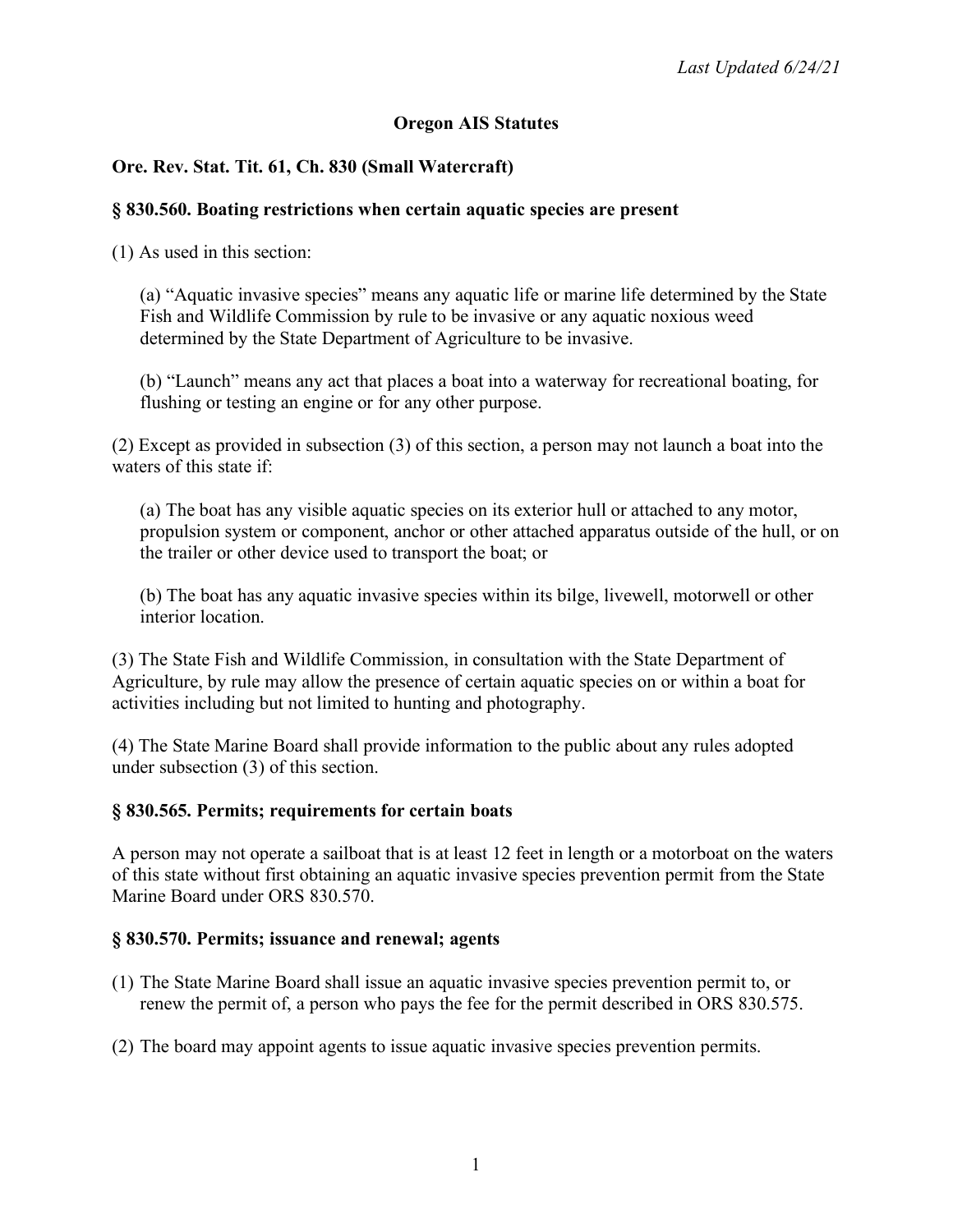*Last Updated 6/24/21*

# Oregon AIS Statutes

## Ore. Rev. Stat. Tit. 61, Ch. 830 (Small Watercraft)

### § 830.560. Boating restrictions when certain aquatic species are present

(1) As used in this section:

(a) "Aquatic invasive species" means any aquatic life or marine life determined by the State Fish and Wildlife Commission by rule to be invasive or any aquatic noxious weed determined by the State Department of Agriculture to be invasive.

(b) "Launch" means any act that places a boat into a waterway for recreational boating, for flushing or testing an engine or for any other purpose.

(2) Except as provided in subsection (3) of this section, a person may not launch a boat into the waters of this state if:

(a) The boat has any visible aquatic species on its exterior hull or attached to any motor, propulsion system or component, anchor or other attached apparatus outside of the hull, or on the trailer or other device used to transport the boat; or

(b) The boat has any aquatic invasive species within its bilge, livewell, motorwell or other interior location.

(3) The State Fish and Wildlife Commission, in consultation with the State Department of Agriculture, by rule may allow the presence of certain aquatic species on or within a boat for activities including but not limited to hunting and photography.

(4) The State Marine Board shall provide information to the public about any rules adopted under subsection (3) of this section.

### § 830.565. Permits; requirements for certain boats

A person may not operate a sailboat that is at least 12 feet in length or a motorboat on the waters of this state without first obtaining an aquatic invasive species prevention permit from the State Marine Board under ORS 830.570.

### § 830.570. Permits; issuance and renewal; agents

(1) The State Marine Board shall issue an aquatic invasive species prevention permit to, or renew the permit of, a person who pays the fee for the permit described in ORS 830.575.

(2) The board may appoint agents to issue aquatic invasive species prevention permits.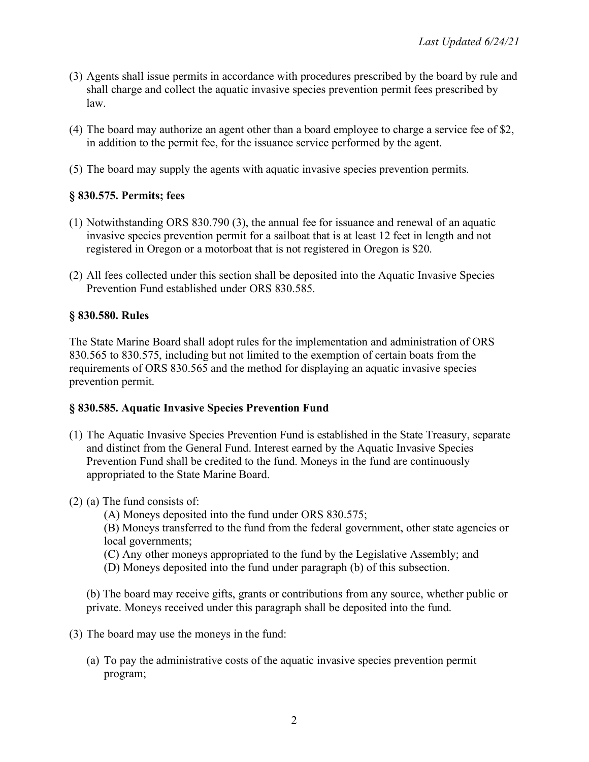(3) Agents shall issue permits in accordance with procedures prescribed by the board by rule and shall charge and collect the aquatic invasive species prevention permit fees prescribed by law.

(4) The board may authorize an agent other than a board employee to charge a service fee of $2, in addition to the permit fee, for the issuance service performed by the agent.

(5) The board may supply the agents with aquatic invasive species prevention permits.

### § 830.575. Permits; fees

(1) Notwithstanding ORS 830.790 (3), the annual fee for issuance and renewal of an aquatic invasive species prevention permit for a sailboat that is at least 12 feet in length and not registered in Oregon or a motorboat that is not registered in Oregon is $20.

(2) All fees collected under this section shall be deposited into the Aquatic Invasive Species Prevention Fund established under ORS 830.585.

### § 830.580. Rules

The State Marine Board shall adopt rules for the implementation and administration of ORS 830.565 to 830.575, including but not limited to the exemption of certain boats from the requirements of ORS 830.565 and the method for displaying an aquatic invasive species prevention permit.

### § 830.585. Aquatic Invasive Species Prevention Fund

(1) The Aquatic Invasive Species Prevention Fund is established in the State Treasury, separate and distinct from the General Fund. Interest earned by the Aquatic Invasive Species Prevention Fund shall be credited to the fund. Moneys in the fund are continuously appropriated to the State Marine Board.

(2) (a) The fund consists of:

  (A) Moneys deposited into the fund under ORS 830.575;

  (B) Moneys transferred to the fund from the federal government, other state agencies or local governments;

  (C) Any other moneys appropriated to the fund by the Legislative Assembly; and

  (D) Moneys deposited into the fund under paragraph (b) of this subsection.

  (b) The board may receive gifts, grants or contributions from any source, whether public or private. Moneys received under this paragraph shall be deposited into the fund.

(3) The board may use the moneys in the fund:

  (a) To pay the administrative costs of the aquatic invasive species prevention permit program;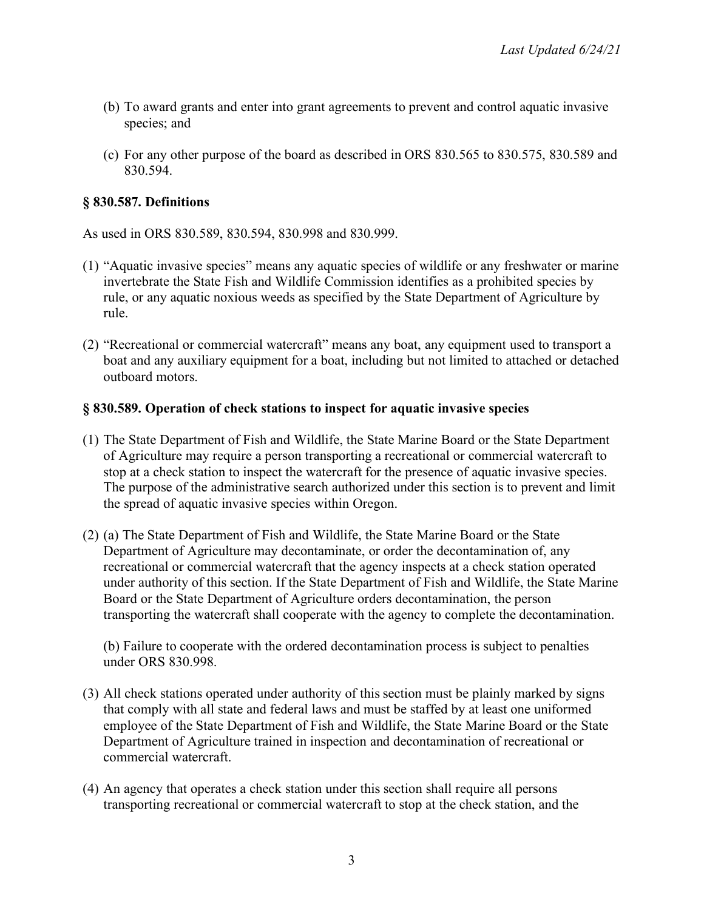(b) To award grants and enter into grant agreements to prevent and control aquatic invasive species; and

(c) For any other purpose of the board as described in ORS 830.565 to 830.575, 830.589 and 830.594.

### § 830.587. Definitions

As used in ORS 830.589, 830.594, 830.998 and 830.999.

(1) "Aquatic invasive species" means any aquatic species of wildlife or any freshwater or marine invertebrate the State Fish and Wildlife Commission identifies as a prohibited species by rule, or any aquatic noxious weeds as specified by the State Department of Agriculture by rule.

(2) "Recreational or commercial watercraft" means any boat, any equipment used to transport a boat and any auxiliary equipment for a boat, including but not limited to attached or detached outboard motors.

### § 830.589. Operation of check stations to inspect for aquatic invasive species

(1) The State Department of Fish and Wildlife, the State Marine Board or the State Department of Agriculture may require a person transporting a recreational or commercial watercraft to stop at a check station to inspect the watercraft for the presence of aquatic invasive species. The purpose of the administrative search authorized under this section is to prevent and limit the spread of aquatic invasive species within Oregon.

(2) (a) The State Department of Fish and Wildlife, the State Marine Board or the State Department of Agriculture may decontaminate, or order the decontamination of, any recreational or commercial watercraft that the agency inspects at a check station operated under authority of this section. If the State Department of Fish and Wildlife, the State Marine Board or the State Department of Agriculture orders decontamination, the person transporting the watercraft shall cooperate with the agency to complete the decontamination.

(b) Failure to cooperate with the ordered decontamination process is subject to penalties under ORS 830.998.

(3) All check stations operated under authority of this section must be plainly marked by signs that comply with all state and federal laws and must be staffed by at least one uniformed employee of the State Department of Fish and Wildlife, the State Marine Board or the State Department of Agriculture trained in inspection and decontamination of recreational or commercial watercraft.

(4) An agency that operates a check station under this section shall require all persons transporting recreational or commercial watercraft to stop at the check station, and the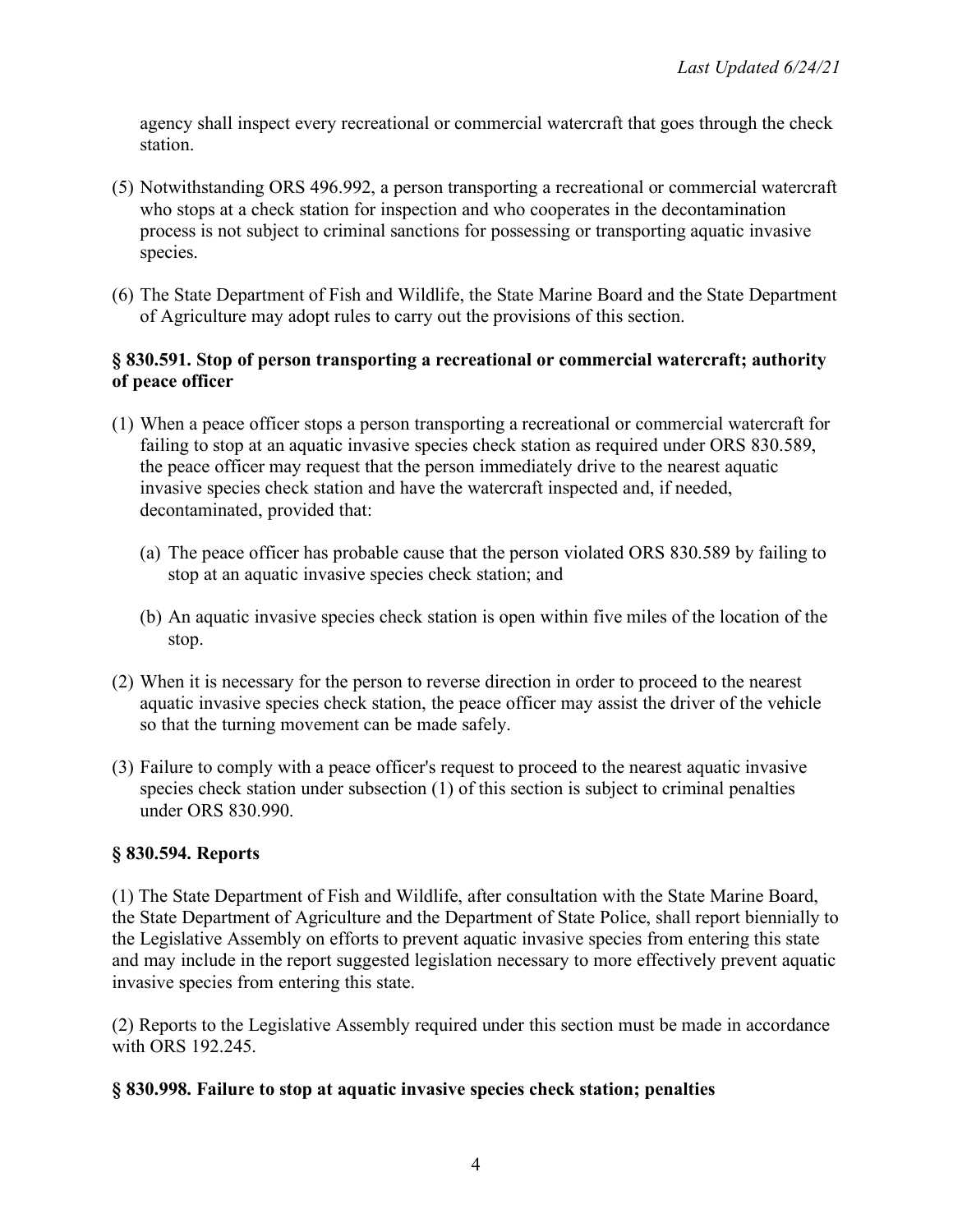agency shall inspect every recreational or commercial watercraft that goes through the check station.

(5) Notwithstanding ORS 496.992, a person transporting a recreational or commercial watercraft who stops at a check station for inspection and who cooperates in the decontamination process is not subject to criminal sanctions for possessing or transporting aquatic invasive species.

(6) The State Department of Fish and Wildlife, the State Marine Board and the State Department of Agriculture may adopt rules to carry out the provisions of this section.

**§ 830.591. Stop of person transporting a recreational or commercial watercraft; authority of peace officer**

(1) When a peace officer stops a person transporting a recreational or commercial watercraft for failing to stop at an aquatic invasive species check station as required under ORS 830.589, the peace officer may request that the person immediately drive to the nearest aquatic invasive species check station and have the watercraft inspected and, if needed, decontaminated, provided that:

   (a) The peace officer has probable cause that the person violated ORS 830.589 by failing to stop at an aquatic invasive species check station; and

   (b) An aquatic invasive species check station is open within five miles of the location of the stop.

(2) When it is necessary for the person to reverse direction in order to proceed to the nearest aquatic invasive species check station, the peace officer may assist the driver of the vehicle so that the turning movement can be made safely.

(3) Failure to comply with a peace officer's request to proceed to the nearest aquatic invasive species check station under subsection (1) of this section is subject to criminal penalties under ORS 830.990.

**§ 830.594. Reports**

(1) The State Department of Fish and Wildlife, after consultation with the State Marine Board, the State Department of Agriculture and the Department of State Police, shall report biennially to the Legislative Assembly on efforts to prevent aquatic invasive species from entering this state and may include in the report suggested legislation necessary to more effectively prevent aquatic invasive species from entering this state.

(2) Reports to the Legislative Assembly required under this section must be made in accordance with ORS 192.245.

**§ 830.998. Failure to stop at aquatic invasive species check station; penalties**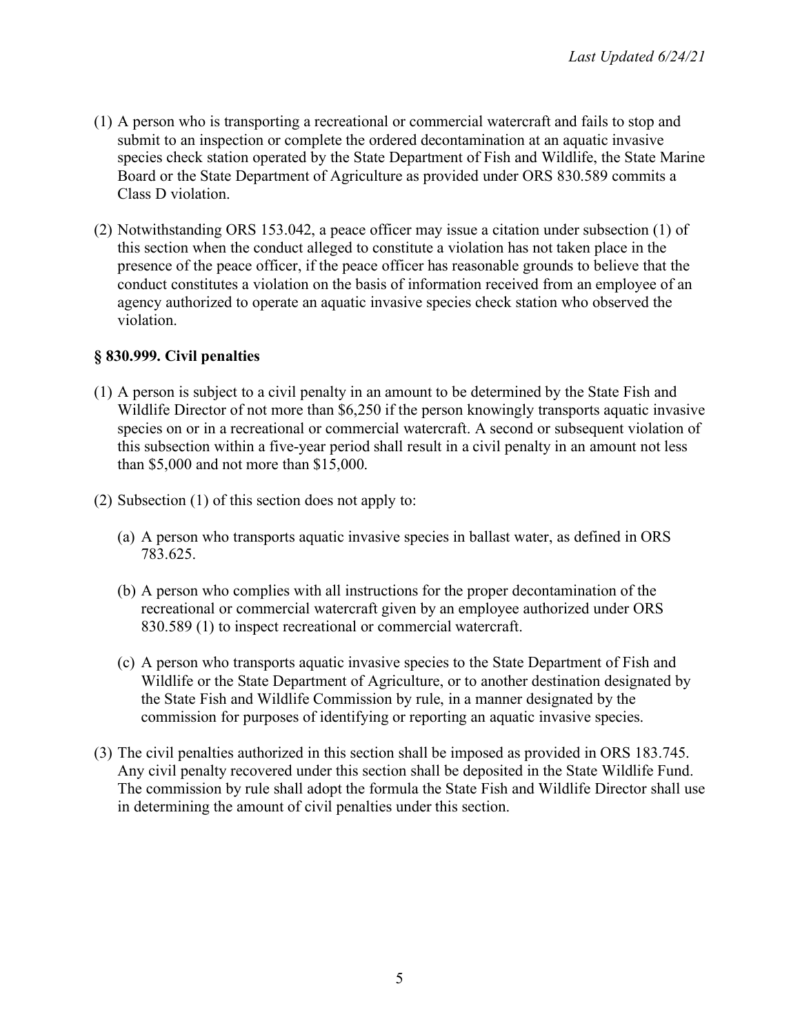(1) A person who is transporting a recreational or commercial watercraft and fails to stop and submit to an inspection or complete the ordered decontamination at an aquatic invasive species check station operated by the State Department of Fish and Wildlife, the State Marine Board or the State Department of Agriculture as provided under ORS 830.589 commits a Class D violation.

(2) Notwithstanding ORS 153.042, a peace officer may issue a citation under subsection (1) of this section when the conduct alleged to constitute a violation has not taken place in the presence of the peace officer, if the peace officer has reasonable grounds to believe that the conduct constitutes a violation on the basis of information received from an employee of an agency authorized to operate an aquatic invasive species check station who observed the violation.

### § 830.999. Civil penalties

(1) A person is subject to a civil penalty in an amount to be determined by the State Fish and Wildlife Director of not more than $6,250 if the person knowingly transports aquatic invasive species on or in a recreational or commercial watercraft. A second or subsequent violation of this subsection within a five-year period shall result in a civil penalty in an amount not less than $5,000 and not more than $15,000.

(2) Subsection (1) of this section does not apply to:

   (a) A person who transports aquatic invasive species in ballast water, as defined in ORS 783.625.

   (b) A person who complies with all instructions for the proper decontamination of the recreational or commercial watercraft given by an employee authorized under ORS 830.589 (1) to inspect recreational or commercial watercraft.

   (c) A person who transports aquatic invasive species to the State Department of Fish and Wildlife or the State Department of Agriculture, or to another destination designated by the State Fish and Wildlife Commission by rule, in a manner designated by the commission for purposes of identifying or reporting an aquatic invasive species.

(3) The civil penalties authorized in this section shall be imposed as provided in ORS 183.745. Any civil penalty recovered under this section shall be deposited in the State Wildlife Fund. The commission by rule shall adopt the formula the State Fish and Wildlife Director shall use in determining the amount of civil penalties under this section.